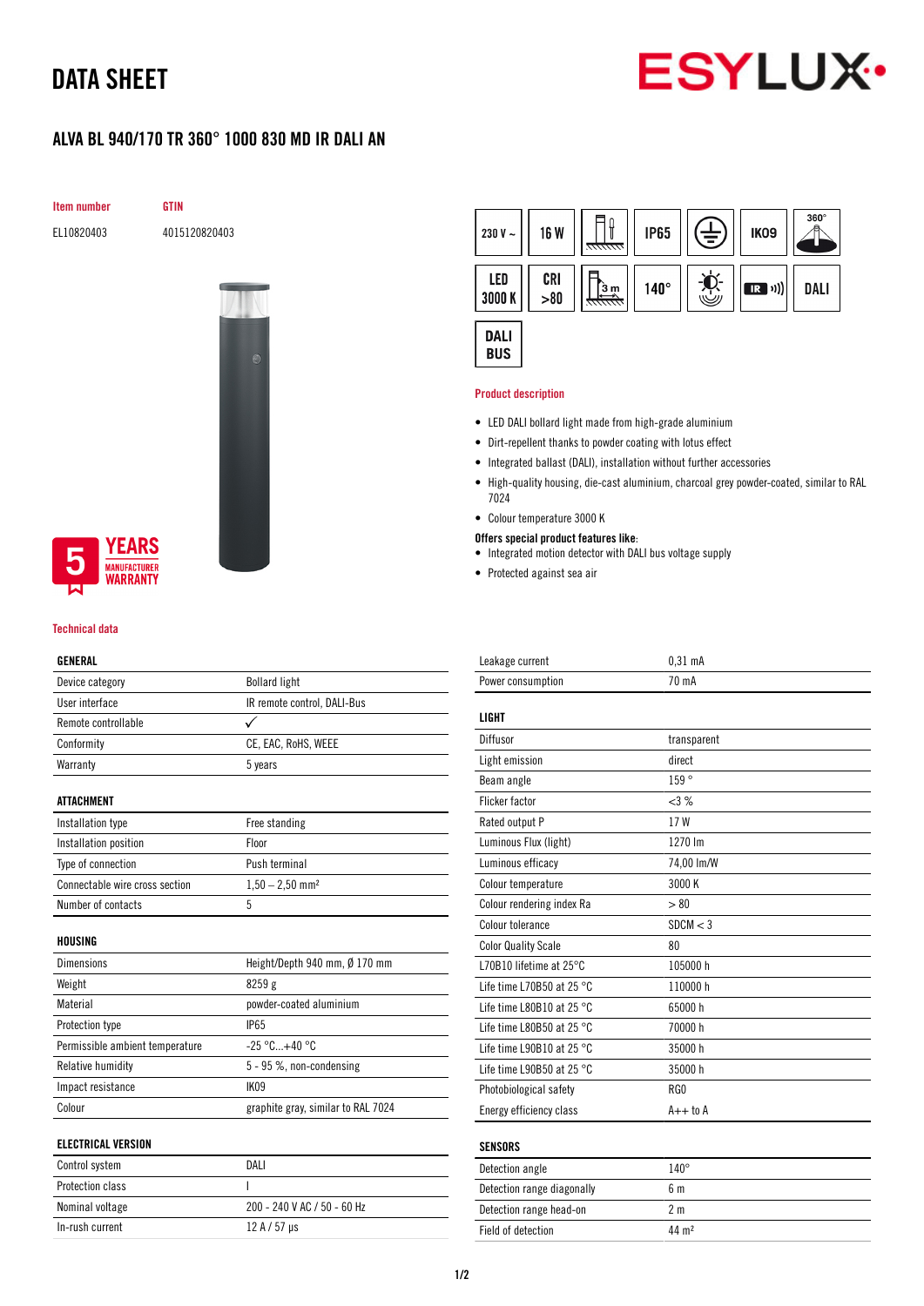# DATA SHEET

ESYLUX

## ALVA BL 940/170 TR 360° 1000 830 MD IR DALI AN

| Item number | GTIN |
|---|---|
| EL10820403 | 4015120820403 |

230 V ~ | 16 W | IP65 | IK09 | 360° | LED 3000 K | CRI >80 | 3 m | 140° | IR | DALI | DALI BUS

5 YEARS MANUFACTURER WARRANTY

### Product description

- LED DALI bollard light made from high-grade aluminium
- Dirt-repellent thanks to powder coating with lotus effect
- Integrated ballast (DALI), installation without further accessories
- High-quality housing, die-cast aluminium, charcoal grey powder-coated, similar to RAL 7024
- Colour temperature 3000 K

**Offers special product features like:**

- Integrated motion detector with DALI bus voltage supply
- Protected against sea air

### Technical data

| GENERAL | |
|---|---|
| Device category | Bollard light |
| User interface | IR remote control, DALI-Bus |
| Remote controllable | ✓ |
| Conformity | CE, EAC, RoHS, WEEE |
| Warranty | 5 years |

| ATTACHMENT | |
|---|---|
| Installation type | Free standing |
| Installation position | Floor |
| Type of connection | Push terminal |
| Connectable wire cross section | 1,50 – 2,50 mm² |
| Number of contacts | 5 |

| HOUSING | |
|---|---|
| Dimensions | Height/Depth 940 mm, Ø 170 mm |
| Weight | 8259 g |
| Material | powder-coated aluminium |
| Protection type | IP65 |
| Permissible ambient temperature | -25 °C...+40 °C |
| Relative humidity | 5 - 95 %, non-condensing |
| Impact resistance | IK09 |
| Colour | graphite gray, similar to RAL 7024 |

| ELECTRICAL VERSION | |
|---|---|
| Control system | DALI |
| Protection class | I |
| Nominal voltage | 200 - 240 V AC / 50 - 60 Hz |
| In-rush current | 12 A / 57 µs |
| Leakage current | 0,31 mA |
| Power consumption | 70 mA |

| LIGHT | |
|---|---|
| Diffusor | transparent |
| Light emission | direct |
| Beam angle | 159 ° |
| Flicker factor | <3 % |
| Rated output P | 17 W |
| Luminous Flux (light) | 1270 lm |
| Luminous efficacy | 74,00 lm/W |
| Colour temperature | 3000 K |
| Colour rendering index Ra | > 80 |
| Colour tolerance | SDCM < 3 |
| Color Quality Scale | 80 |
| L70B10 lifetime at 25°C | 105000 h |
| Life time L70B50 at 25 °C | 110000 h |
| Life time L80B10 at 25 °C | 65000 h |
| Life time L80B50 at 25 °C | 70000 h |
| Life time L90B10 at 25 °C | 35000 h |
| Life time L90B50 at 25 °C | 35000 h |
| Photobiological safety | RG0 |
| Energy efficiency class | A++ to A |

| SENSORS | |
|---|---|
| Detection angle | 140° |
| Detection range diagonally | 6 m |
| Detection range head-on | 2 m |
| Field of detection | 44 m² |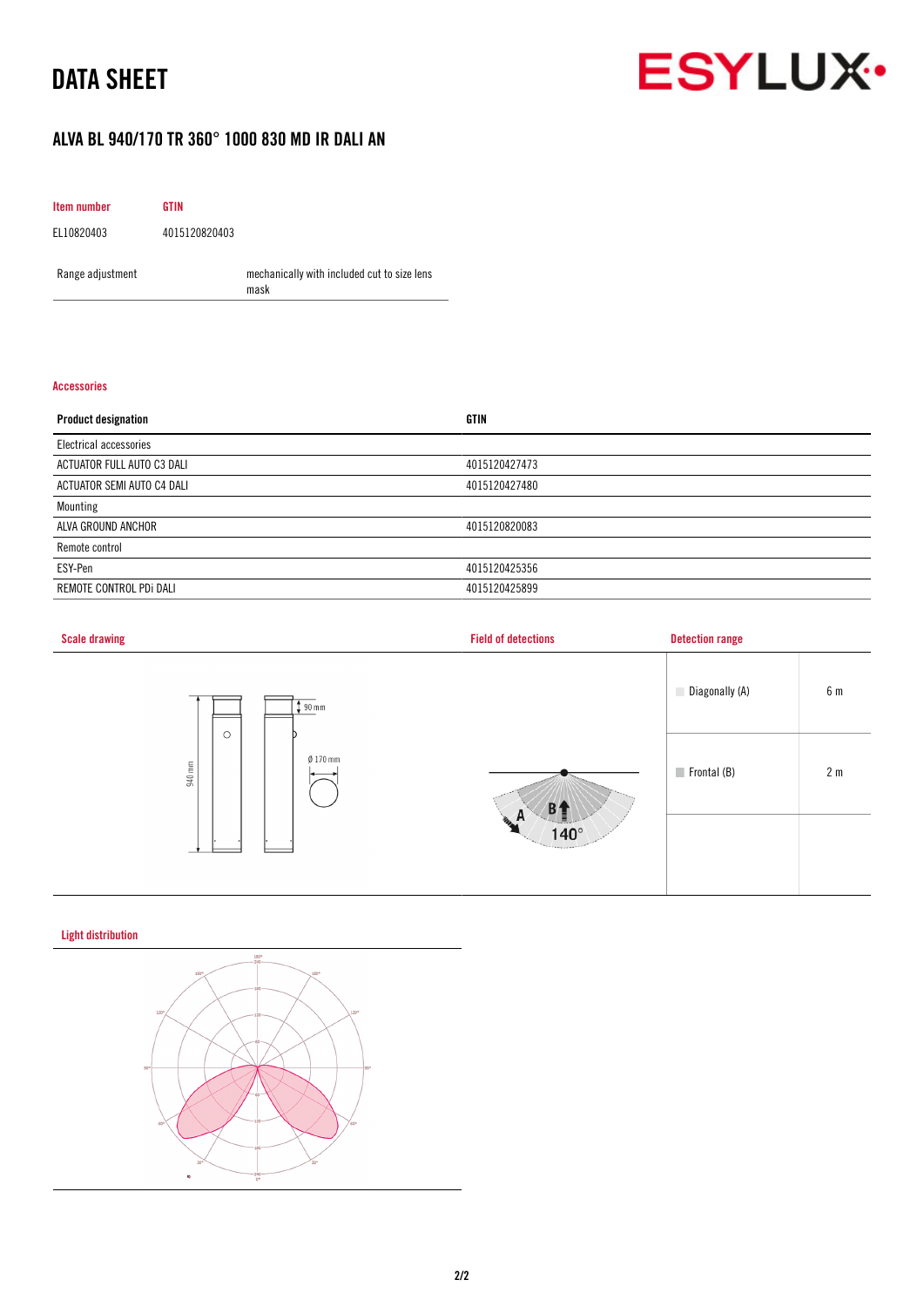# DATA SHEET

ESYLUX

## ALVA BL 940/170 TR 360° 1000 830 MD IR DALI AN

| Item number | GTIN |
|---|---|
| EL10820403 | 4015120820403 |

| | |
|---|---|
| Range adjustment | mechanically with included cut to size lens mask |

### Accessories

| Product designation | GTIN |
|---|---|
| Electrical accessories | |
| ACTUATOR FULL AUTO C3 DALI | 4015120427473 |
| ACTUATOR SEMI AUTO C4 DALI | 4015120427480 |
| Mounting | |
| ALVA GROUND ANCHOR | 4015120820083 |
| Remote control | |
| ESY-Pen | 4015120425356 |
| REMOTE CONTROL PDi DALI | 4015120425899 |

### Scale drawing

90 mm

Ø 170 mm

940 mm

### Field of detections

A

B

140°

### Detection range

| | |
|---|---|
| Diagonally (A) | 6 m |
| Frontal (B) | 2 m |

### Light distribution